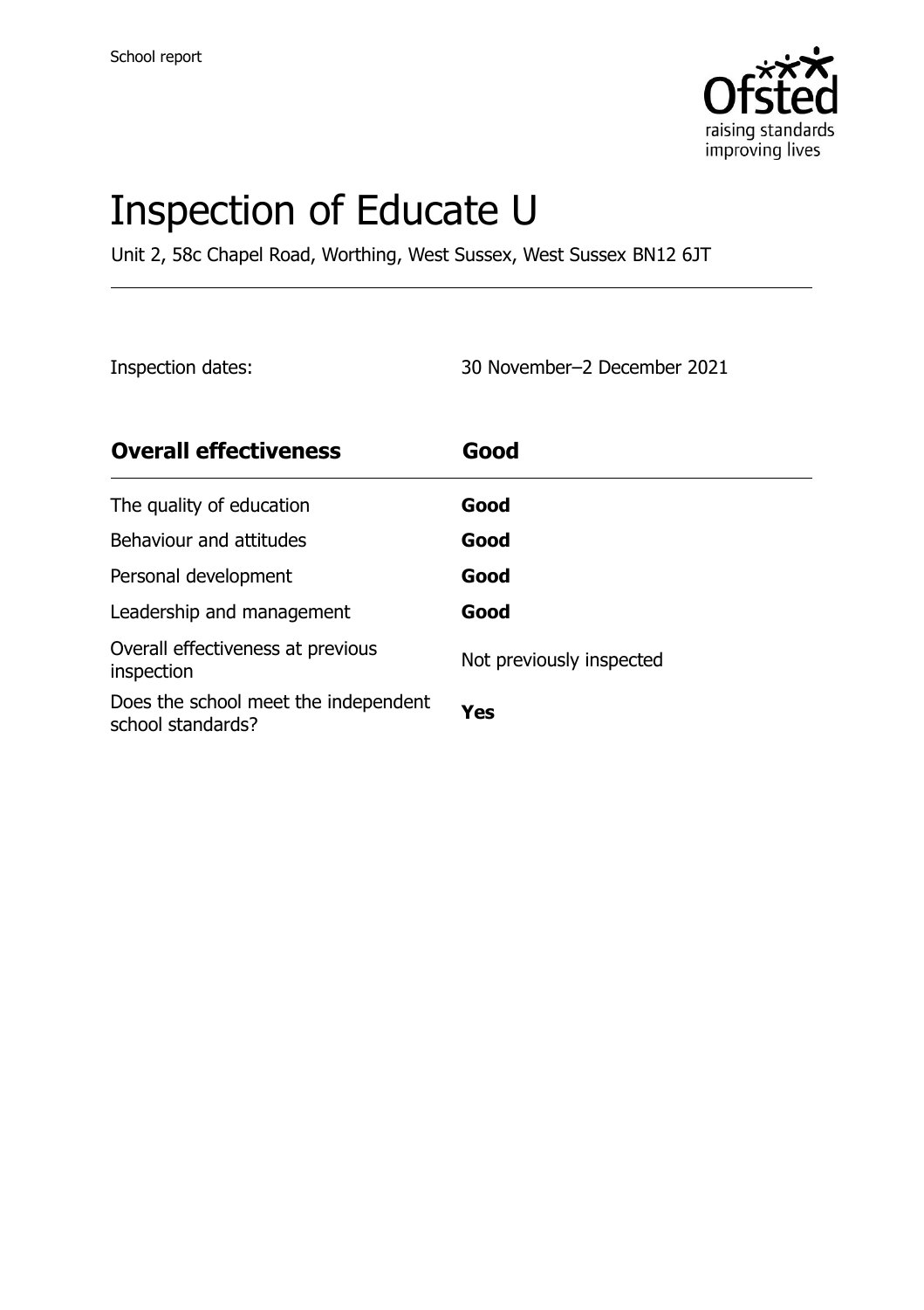School report

# Inspection of Educate U

Unit 2, 58c Chapel Road, Worthing, West Sussex, West Sussex BN12 6JT

Inspection dates: 30 November–2 December 2021

| **Overall effectiveness** | **Good** |
| --- | --- |
| The quality of education | **Good** |
| Behaviour and attitudes | **Good** |
| Personal development | **Good** |
| Leadership and management | **Good** |
| Overall effectiveness at previous inspection | Not previously inspected |
| Does the school meet the independent school standards? | **Yes** |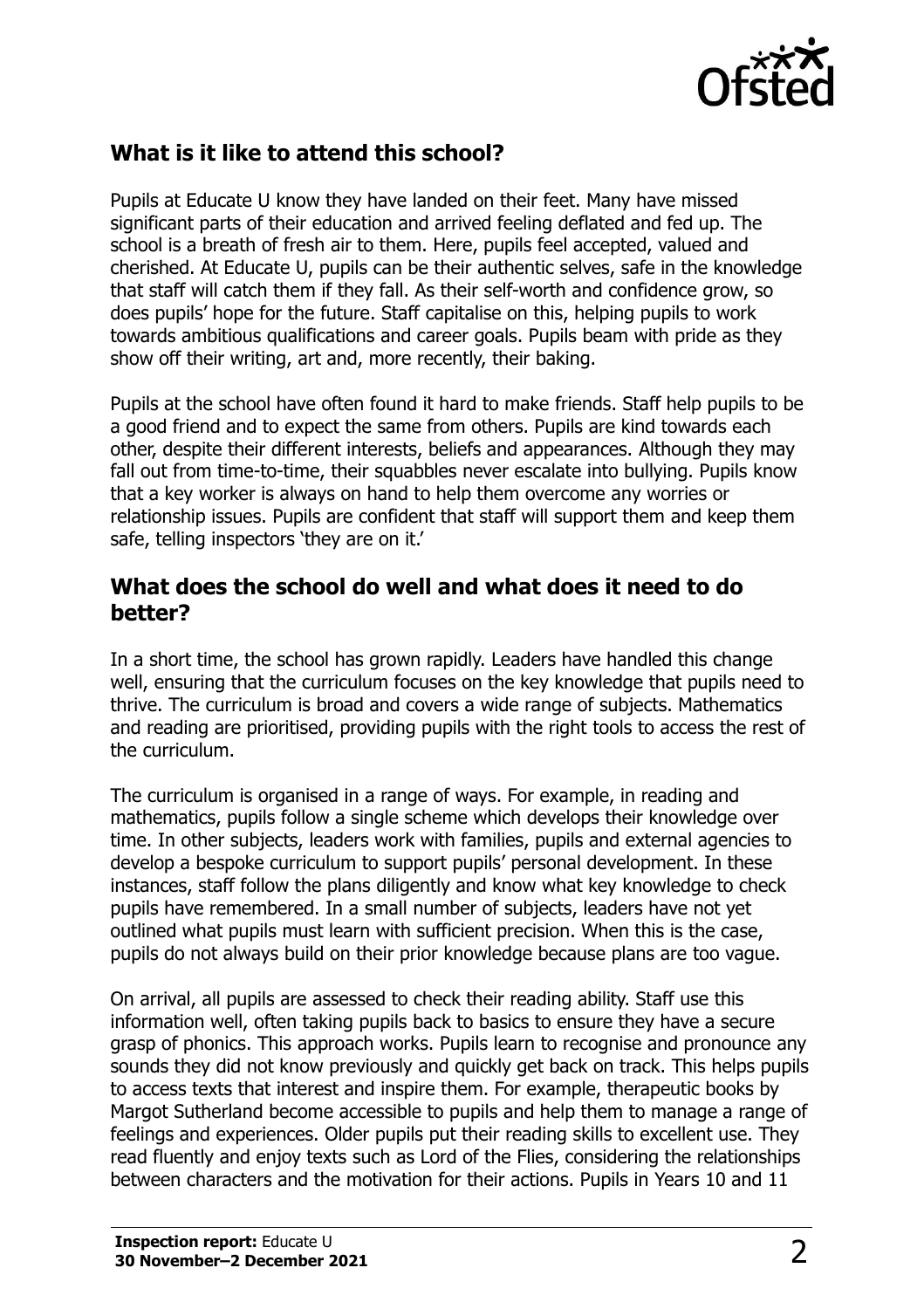## What is it like to attend this school?

Pupils at Educate U know they have landed on their feet. Many have missed significant parts of their education and arrived feeling deflated and fed up. The school is a breath of fresh air to them. Here, pupils feel accepted, valued and cherished. At Educate U, pupils can be their authentic selves, safe in the knowledge that staff will catch them if they fall. As their self-worth and confidence grow, so does pupils' hope for the future. Staff capitalise on this, helping pupils to work towards ambitious qualifications and career goals. Pupils beam with pride as they show off their writing, art and, more recently, their baking.

Pupils at the school have often found it hard to make friends. Staff help pupils to be a good friend and to expect the same from others. Pupils are kind towards each other, despite their different interests, beliefs and appearances. Although they may fall out from time-to-time, their squabbles never escalate into bullying. Pupils know that a key worker is always on hand to help them overcome any worries or relationship issues. Pupils are confident that staff will support them and keep them safe, telling inspectors 'they are on it.'

## What does the school do well and what does it need to do better?

In a short time, the school has grown rapidly. Leaders have handled this change well, ensuring that the curriculum focuses on the key knowledge that pupils need to thrive. The curriculum is broad and covers a wide range of subjects. Mathematics and reading are prioritised, providing pupils with the right tools to access the rest of the curriculum.

The curriculum is organised in a range of ways. For example, in reading and mathematics, pupils follow a single scheme which develops their knowledge over time. In other subjects, leaders work with families, pupils and external agencies to develop a bespoke curriculum to support pupils' personal development. In these instances, staff follow the plans diligently and know what key knowledge to check pupils have remembered. In a small number of subjects, leaders have not yet outlined what pupils must learn with sufficient precision. When this is the case, pupils do not always build on their prior knowledge because plans are too vague.

On arrival, all pupils are assessed to check their reading ability. Staff use this information well, often taking pupils back to basics to ensure they have a secure grasp of phonics. This approach works. Pupils learn to recognise and pronounce any sounds they did not know previously and quickly get back on track. This helps pupils to access texts that interest and inspire them. For example, therapeutic books by Margot Sutherland become accessible to pupils and help them to manage a range of feelings and experiences. Older pupils put their reading skills to excellent use. They read fluently and enjoy texts such as Lord of the Flies, considering the relationships between characters and the motivation for their actions. Pupils in Years 10 and 11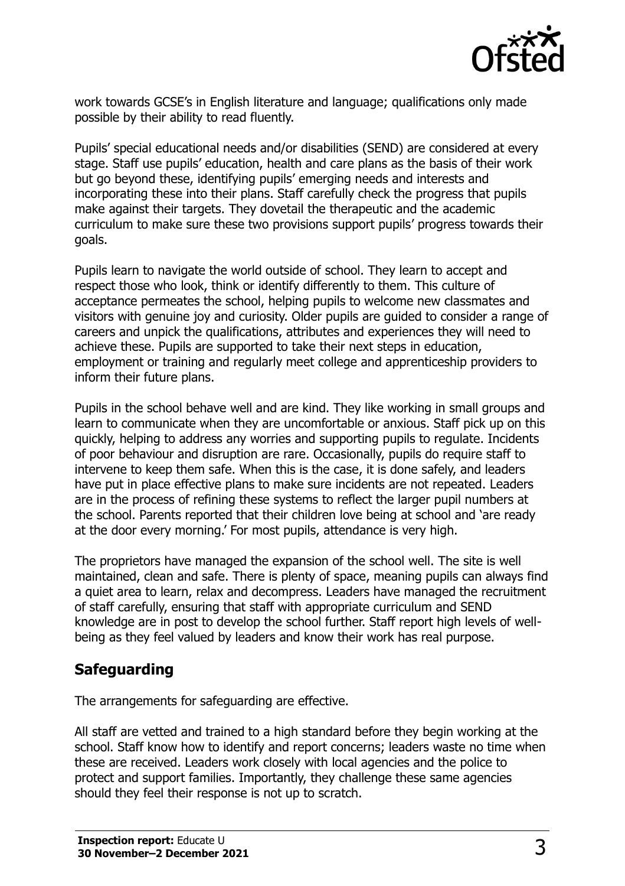work towards GCSE's in English literature and language; qualifications only made possible by their ability to read fluently.

Pupils' special educational needs and/or disabilities (SEND) are considered at every stage. Staff use pupils' education, health and care plans as the basis of their work but go beyond these, identifying pupils' emerging needs and interests and incorporating these into their plans. Staff carefully check the progress that pupils make against their targets. They dovetail the therapeutic and the academic curriculum to make sure these two provisions support pupils' progress towards their goals.

Pupils learn to navigate the world outside of school. They learn to accept and respect those who look, think or identify differently to them. This culture of acceptance permeates the school, helping pupils to welcome new classmates and visitors with genuine joy and curiosity. Older pupils are guided to consider a range of careers and unpick the qualifications, attributes and experiences they will need to achieve these. Pupils are supported to take their next steps in education, employment or training and regularly meet college and apprenticeship providers to inform their future plans.

Pupils in the school behave well and are kind. They like working in small groups and learn to communicate when they are uncomfortable or anxious. Staff pick up on this quickly, helping to address any worries and supporting pupils to regulate. Incidents of poor behaviour and disruption are rare. Occasionally, pupils do require staff to intervene to keep them safe. When this is the case, it is done safely, and leaders have put in place effective plans to make sure incidents are not repeated. Leaders are in the process of refining these systems to reflect the larger pupil numbers at the school. Parents reported that their children love being at school and 'are ready at the door every morning.' For most pupils, attendance is very high.

The proprietors have managed the expansion of the school well. The site is well maintained, clean and safe. There is plenty of space, meaning pupils can always find a quiet area to learn, relax and decompress. Leaders have managed the recruitment of staff carefully, ensuring that staff with appropriate curriculum and SEND knowledge are in post to develop the school further. Staff report high levels of well-being as they feel valued by leaders and know their work has real purpose.

## Safeguarding

The arrangements for safeguarding are effective.

All staff are vetted and trained to a high standard before they begin working at the school. Staff know how to identify and report concerns; leaders waste no time when these are received. Leaders work closely with local agencies and the police to protect and support families. Importantly, they challenge these same agencies should they feel their response is not up to scratch.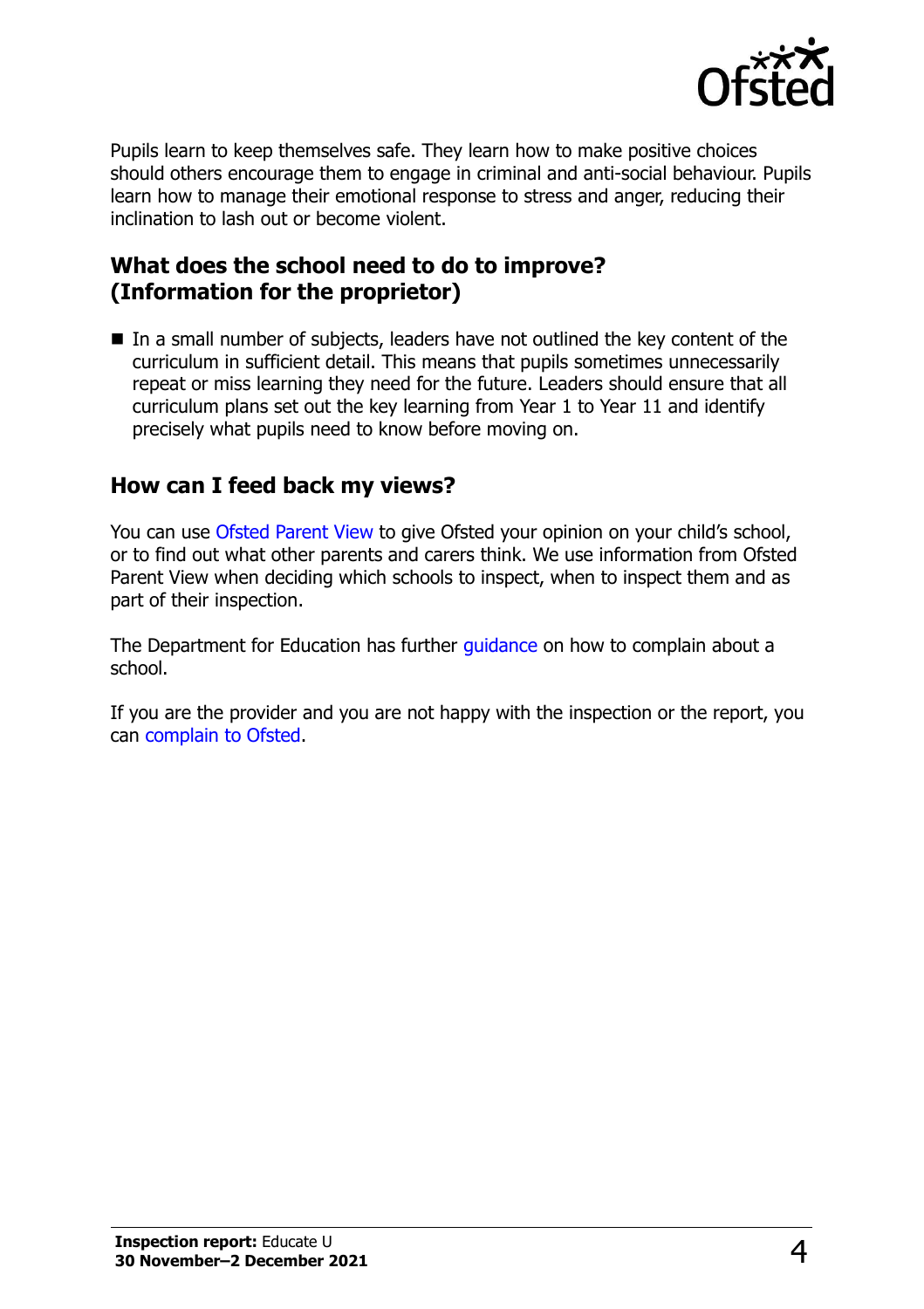Pupils learn to keep themselves safe. They learn how to make positive choices should others encourage them to engage in criminal and anti-social behaviour. Pupils learn how to manage their emotional response to stress and anger, reducing their inclination to lash out or become violent.

## What does the school need to do to improve? (Information for the proprietor)

- In a small number of subjects, leaders have not outlined the key content of the curriculum in sufficient detail. This means that pupils sometimes unnecessarily repeat or miss learning they need for the future. Leaders should ensure that all curriculum plans set out the key learning from Year 1 to Year 11 and identify precisely what pupils need to know before moving on.

## How can I feed back my views?

You can use Ofsted Parent View to give Ofsted your opinion on your child's school, or to find out what other parents and carers think. We use information from Ofsted Parent View when deciding which schools to inspect, when to inspect them and as part of their inspection.

The Department for Education has further guidance on how to complain about a school.

If you are the provider and you are not happy with the inspection or the report, you can complain to Ofsted.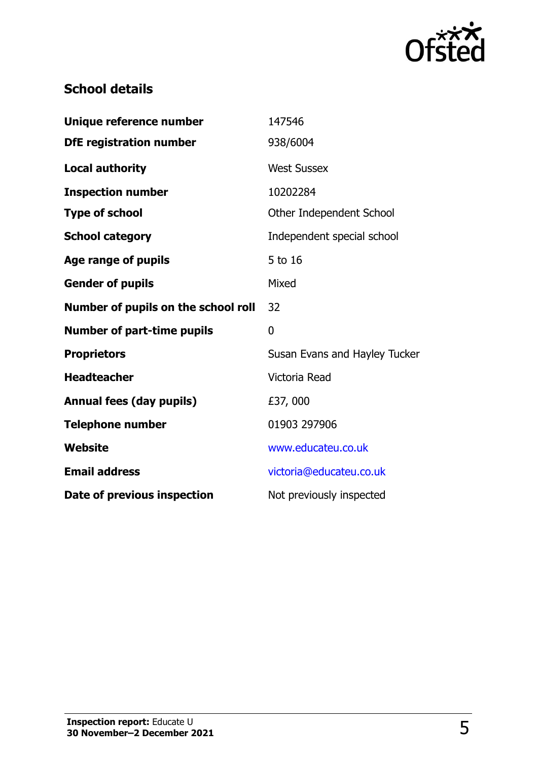## School details

| | |
|---|---|
| **Unique reference number** | 147546 |
| **DfE registration number** | 938/6004 |
| **Local authority** | West Sussex |
| **Inspection number** | 10202284 |
| **Type of school** | Other Independent School |
| **School category** | Independent special school |
| **Age range of pupils** | 5 to 16 |
| **Gender of pupils** | Mixed |
| **Number of pupils on the school roll** | 32 |
| **Number of part-time pupils** | 0 |
| **Proprietors** | Susan Evans and Hayley Tucker |
| **Headteacher** | Victoria Read |
| **Annual fees (day pupils)** | £37, 000 |
| **Telephone number** | 01903 297906 |
| **Website** | www.educateu.co.uk |
| **Email address** | victoria@educateu.co.uk |
| **Date of previous inspection** | Not previously inspected |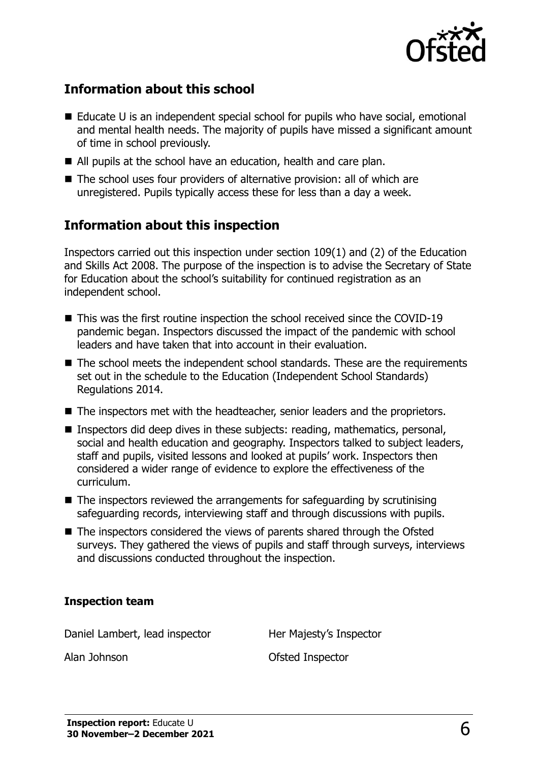## Information about this school

- Educate U is an independent special school for pupils who have social, emotional and mental health needs. The majority of pupils have missed a significant amount of time in school previously.
- All pupils at the school have an education, health and care plan.
- The school uses four providers of alternative provision: all of which are unregistered. Pupils typically access these for less than a day a week.

## Information about this inspection

Inspectors carried out this inspection under section 109(1) and (2) of the Education and Skills Act 2008. The purpose of the inspection is to advise the Secretary of State for Education about the school's suitability for continued registration as an independent school.

- This was the first routine inspection the school received since the COVID-19 pandemic began. Inspectors discussed the impact of the pandemic with school leaders and have taken that into account in their evaluation.
- The school meets the independent school standards. These are the requirements set out in the schedule to the Education (Independent School Standards) Regulations 2014.
- The inspectors met with the headteacher, senior leaders and the proprietors.
- Inspectors did deep dives in these subjects: reading, mathematics, personal, social and health education and geography. Inspectors talked to subject leaders, staff and pupils, visited lessons and looked at pupils' work. Inspectors then considered a wider range of evidence to explore the effectiveness of the curriculum.
- The inspectors reviewed the arrangements for safeguarding by scrutinising safeguarding records, interviewing staff and through discussions with pupils.
- The inspectors considered the views of parents shared through the Ofsted surveys. They gathered the views of pupils and staff through surveys, interviews and discussions conducted throughout the inspection.

### Inspection team

| | |
|---|---|
| Daniel Lambert, lead inspector | Her Majesty's Inspector |
| Alan Johnson | Ofsted Inspector |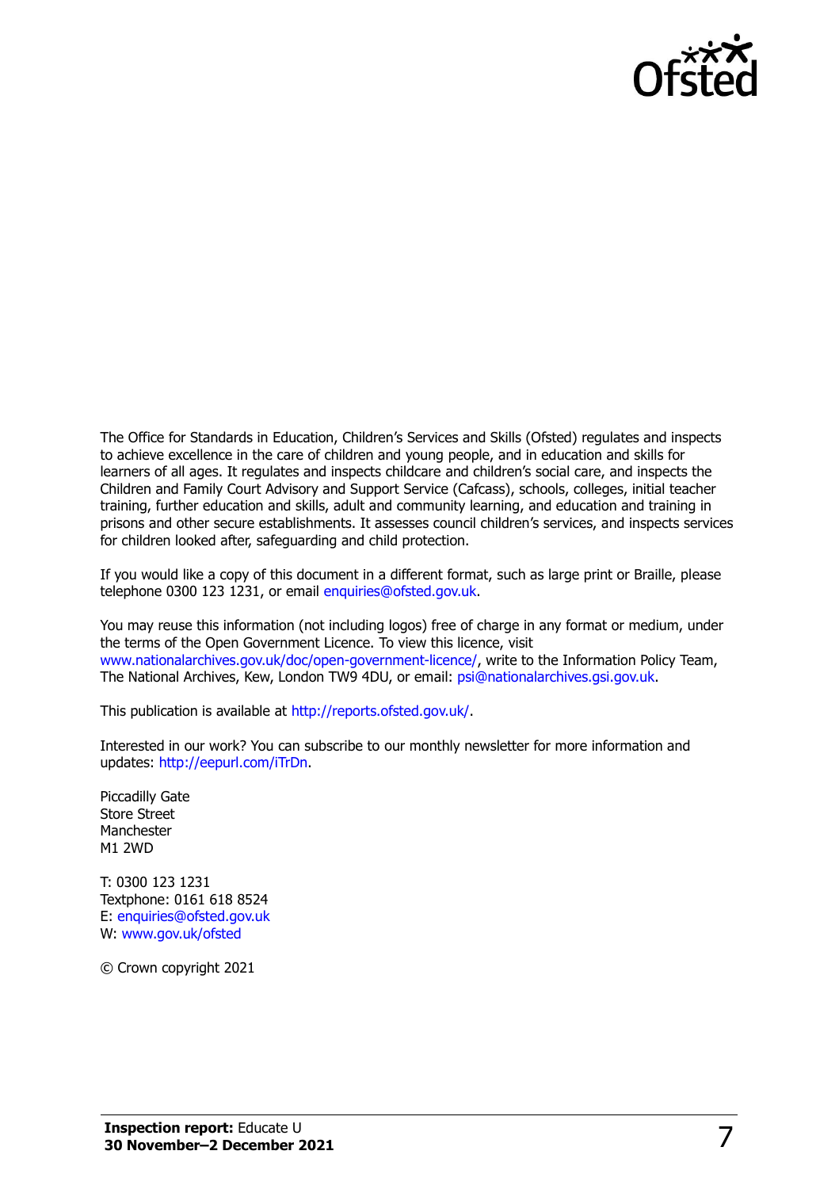The Office for Standards in Education, Children's Services and Skills (Ofsted) regulates and inspects to achieve excellence in the care of children and young people, and in education and skills for learners of all ages. It regulates and inspects childcare and children's social care, and inspects the Children and Family Court Advisory and Support Service (Cafcass), schools, colleges, initial teacher training, further education and skills, adult and community learning, and education and training in prisons and other secure establishments. It assesses council children's services, and inspects services for children looked after, safeguarding and child protection.

If you would like a copy of this document in a different format, such as large print or Braille, please telephone 0300 123 1231, or email enquiries@ofsted.gov.uk.

You may reuse this information (not including logos) free of charge in any format or medium, under the terms of the Open Government Licence. To view this licence, visit www.nationalarchives.gov.uk/doc/open-government-licence/, write to the Information Policy Team, The National Archives, Kew, London TW9 4DU, or email: psi@nationalarchives.gsi.gov.uk.

This publication is available at http://reports.ofsted.gov.uk/.

Interested in our work? You can subscribe to our monthly newsletter for more information and updates: http://eepurl.com/iTrDn.

Piccadilly Gate
Store Street
Manchester
M1 2WD

T: 0300 123 1231
Textphone: 0161 618 8524
E: enquiries@ofsted.gov.uk
W: www.gov.uk/ofsted

© Crown copyright 2021